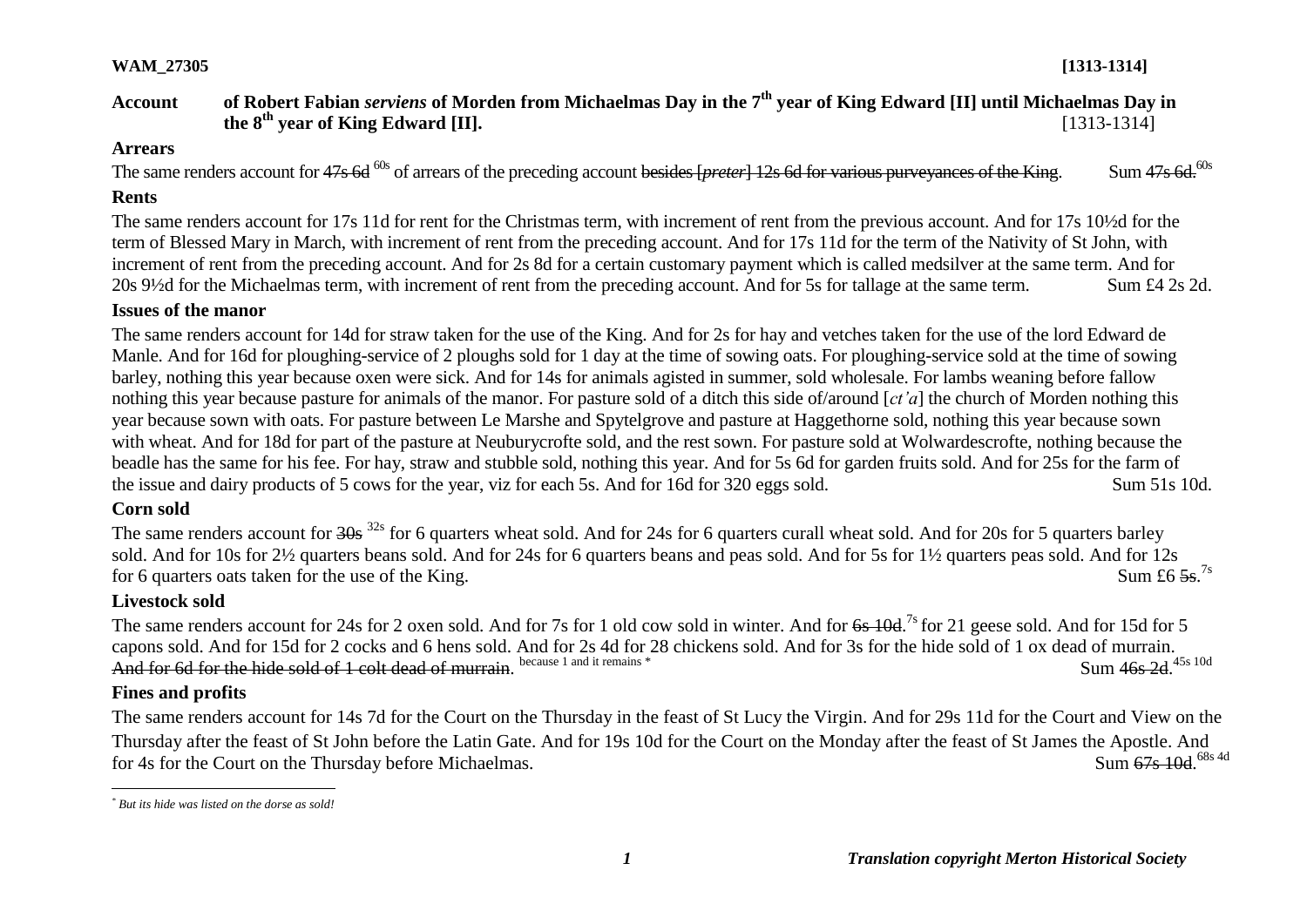**WAM_27305** **[1313-1314]**

## Account of Robert Fabian *serviens* of Morden from Michaelmas Day in the 7th year of King Edward [II] until Michaelmas Day in the 8th year of King Edward [II]. [1313-1314]

### Arrears

The same renders account for ~~47s 6d~~ 60s of arrears of the preceding account ~~besides [*preter*] 12s 6d for various purveyances of the King~~. Sum ~~47s 6d.~~ 60s

### Rents

The same renders account for 17s 11d for rent for the Christmas term, with increment of rent from the previous account. And for 17s 10½d for the term of Blessed Mary in March, with increment of rent from the preceding account. And for 17s 11d for the term of the Nativity of St John, with increment of rent from the preceding account. And for 2s 8d for a certain customary payment which is called medsilver at the same term. And for 20s 9½d for the Michaelmas term, with increment of rent from the preceding account. And for 5s for tallage at the same term. Sum £4 2s 2d.

### Issues of the manor

The same renders account for 14d for straw taken for the use of the King. And for 2s for hay and vetches taken for the use of the lord Edward de Manle. And for 16d for ploughing-service of 2 ploughs sold for 1 day at the time of sowing oats. For ploughing-service sold at the time of sowing barley, nothing this year because oxen were sick. And for 14s for animals agisted in summer, sold wholesale. For lambs weaning before fallow nothing this year because pasture for animals of the manor. For pasture sold of a ditch this side of/around [*ct'a*] the church of Morden nothing this year because sown with oats. For pasture between Le Marshe and Spytelgrove and pasture at Haggethorne sold, nothing this year because sown with wheat. And for 18d for part of the pasture at Neuburycrofte sold, and the rest sown. For pasture sold at Wolwardescrofte, nothing because the beadle has the same for his fee. For hay, straw and stubble sold, nothing this year. And for 5s 6d for garden fruits sold. And for 25s for the farm of the issue and dairy products of 5 cows for the year, viz for each 5s. And for 16d for 320 eggs sold. Sum 51s 10d.

### Corn sold

The same renders account for ~~30s~~ 32s for 6 quarters wheat sold. And for 24s for 6 quarters curall wheat sold. And for 20s for 5 quarters barley sold. And for 10s for 2½ quarters beans sold. And for 24s for 6 quarters beans and peas sold. And for 5s for 1½ quarters peas sold. And for 12s for 6 quarters oats taken for the use of the King. Sum £6 ~~5s.~~ 7s

### Livestock sold

The same renders account for 24s for 2 oxen sold. And for 7s for 1 old cow sold in winter. And for ~~6s 10d.~~ 7s for 21 geese sold. And for 15d for 5 capons sold. And for 15d for 2 cocks and 6 hens sold. And for 2s 4d for 28 chickens sold. And for 3s for the hide sold of 1 ox dead of murrain. ~~And for 6d for the hide sold of 1 colt dead of murrain~~. because 1 and it remains [*] Sum ~~46s 2d.~~ 45s 10d

### Fines and profits

The same renders account for 14s 7d for the Court on the Thursday in the feast of St Lucy the Virgin. And for 29s 11d for the Court and View on the Thursday after the feast of St John before the Latin Gate. And for 19s 10d for the Court on the Monday after the feast of St James the Apostle. And for 4s for the Court on the Thursday before Michaelmas. Sum ~~67s 10d.~~ 68s 4d

---

[*] *But its hide was listed on the dorse as sold!*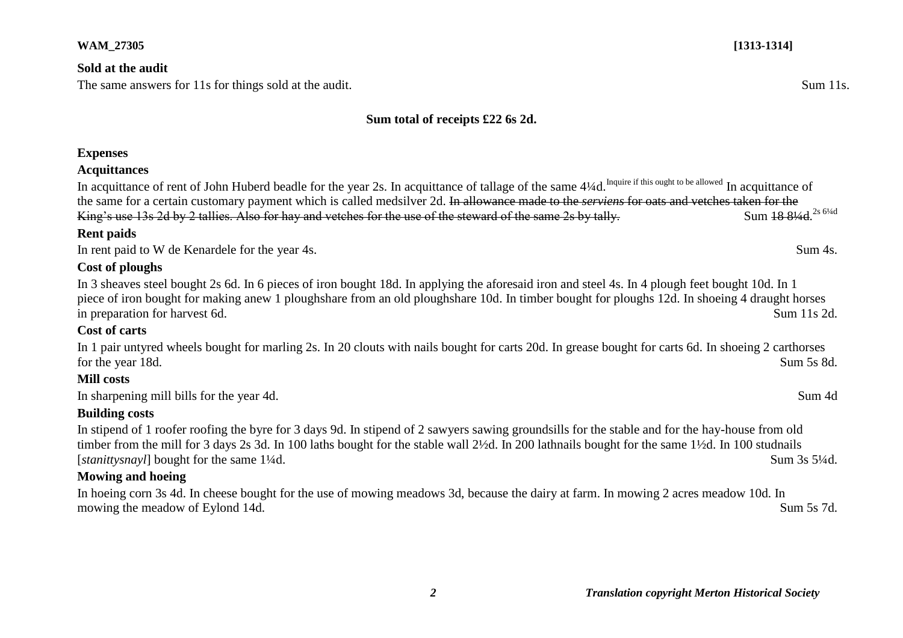**WAM_27305** **[1313-1314]**

**Sold at the audit**

The same answers for 11s for things sold at the audit. Sum 11s.

**Sum total of receipts £22 6s 2d.**

**Expenses**

**Acquittances**

In acquittance of rent of John Huberd beadle for the year 2s. In acquittance of tallage of the same 4¼d.[Inquire if this ought to be allowed] In acquittance of the same for a certain customary payment which is called medsilver 2d. ~~In allowance made to the *serviens* for oats and vetches taken for the King's use 13s 2d by 2 tallies. Also for hay and vetches for the use of the steward of the same 2s by tally.~~ Sum ~~18 8¼d.~~ [2s 6¼d]

**Rent paids**

In rent paid to W de Kenardele for the year 4s. Sum 4s.

**Cost of ploughs**

In 3 sheaves steel bought 2s 6d. In 6 pieces of iron bought 18d. In applying the aforesaid iron and steel 4s. In 4 plough feet bought 10d. In 1 piece of iron bought for making anew 1 ploughshare from an old ploughshare 10d. In timber bought for ploughs 12d. In shoeing 4 draught horses in preparation for harvest 6d. Sum 11s 2d.

**Cost of carts**

In 1 pair untyred wheels bought for marling 2s. In 20 clouts with nails bought for carts 20d. In grease bought for carts 6d. In shoeing 2 carthorses for the year 18d. Sum 5s 8d.

**Mill costs**

In sharpening mill bills for the year 4d. Sum 4d

**Building costs**

In stipend of 1 roofer roofing the byre for 3 days 9d. In stipend of 2 sawyers sawing groundsills for the stable and for the hay-house from old timber from the mill for 3 days 2s 3d. In 100 laths bought for the stable wall 2½d. In 200 lathnails bought for the same 1½d. In 100 studnails [*stanittysnayl*] bought for the same 1¼d. Sum 3s 5¼d.

**Mowing and hoeing**

In hoeing corn 3s 4d. In cheese bought for the use of mowing meadows 3d, because the dairy at farm. In mowing 2 acres meadow 10d. In mowing the meadow of Eylond 14d. Sum 5s 7d.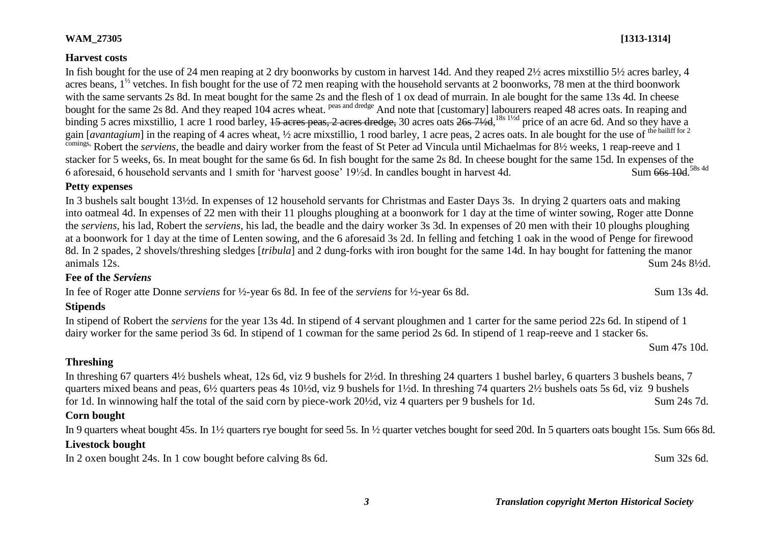**WAM_27305** **[1313-1314]**

### Harvest costs

In fish bought for the use of 24 men reaping at 2 dry boonworks by custom in harvest 14d. And they reaped 2½ acres mixstillio 5½ acres barley, 4 acres beans, 1½ vetches. In fish bought for the use of 72 men reaping with the household servants at 2 boonworks, 78 men at the third boonwork with the same servants 2s 8d. In meat bought for the same 2s and the flesh of 1 ox dead of murrain. In ale bought for the same 13s 4d. In cheese bought for the same 2s 8d. And they reaped 104 acres wheat. [peas and dredge] And note that [customary] labourers reaped 48 acres oats. In reaping and binding 5 acres mixstillio, 1 acre 1 rood barley, ~~15 acres peas, 2 acres dredge,~~ 30 acres oats ~~26s 7½d,~~ [18s 1½d] price of an acre 6d. And so they have a gain [*avantagium*] in the reaping of 4 acres wheat, ½ acre mixstillio, 1 rood barley, 1 acre peas, 2 acres oats. In ale bought for the use of [the bailiff for 2 comings,] Robert the *serviens*, the beadle and dairy worker from the feast of St Peter ad Vincula until Michaelmas for 8½ weeks, 1 reap-reeve and 1 stacker for 5 weeks, 6s. In meat bought for the same 6s 6d. In fish bought for the same 2s 8d. In cheese bought for the same 15d. In expenses of the 6 aforesaid, 6 household servants and 1 smith for 'harvest goose' 19½d. In candles bought in harvest 4d. Sum ~~66s 10d.~~ [58s 4d]

### Petty expenses

In 3 bushels salt bought 13½d. In expenses of 12 household servants for Christmas and Easter Days 3s. In drying 2 quarters oats and making into oatmeal 4d. In expenses of 22 men with their 11 ploughs ploughing at a boonwork for 1 day at the time of winter sowing, Roger atte Donne the *serviens*, his lad, Robert the *serviens*, his lad, the beadle and the dairy worker 3s 3d. In expenses of 20 men with their 10 ploughs ploughing at a boonwork for 1 day at the time of Lenten sowing, and the 6 aforesaid 3s 2d. In felling and fetching 1 oak in the wood of Penge for firewood 8d. In 2 spades, 2 shovels/threshing sledges [*tribula*] and 2 dung-forks with iron bought for the same 14d. In hay bought for fattening the manor animals 12s. Sum 24s 8½d.

### Fee of the *Serviens*

In fee of Roger atte Donne *serviens* for ½-year 6s 8d. In fee of the *serviens* for ½-year 6s 8d. Sum 13s 4d.

### Stipends

In stipend of Robert the *serviens* for the year 13s 4d. In stipend of 4 servant ploughmen and 1 carter for the same period 22s 6d. In stipend of 1 dairy worker for the same period 3s 6d. In stipend of 1 cowman for the same period 2s 6d. In stipend of 1 reap-reeve and 1 stacker 6s.

Sum 47s 10d.

### Threshing

In threshing 67 quarters 4½ bushels wheat, 12s 6d, viz 9 bushels for 2½d. In threshing 24 quarters 1 bushel barley, 6 quarters 3 bushels beans, 7 quarters mixed beans and peas, 6½ quarters peas 4s 10½d, viz 9 bushels for 1½d. In threshing 74 quarters 2½ bushels oats 5s 6d, viz 9 bushels for 1d. In winnowing half the total of the said corn by piece-work 20½d, viz 4 quarters per 9 bushels for 1d. Sum 24s 7d.

### Corn bought

In 9 quarters wheat bought 45s. In 1½ quarters rye bought for seed 5s. In ½ quarter vetches bought for seed 20d. In 5 quarters oats bought 15s. Sum 66s 8d.

### Livestock bought

In 2 oxen bought 24s. In 1 cow bought before calving 8s 6d. Sum 32s 6d.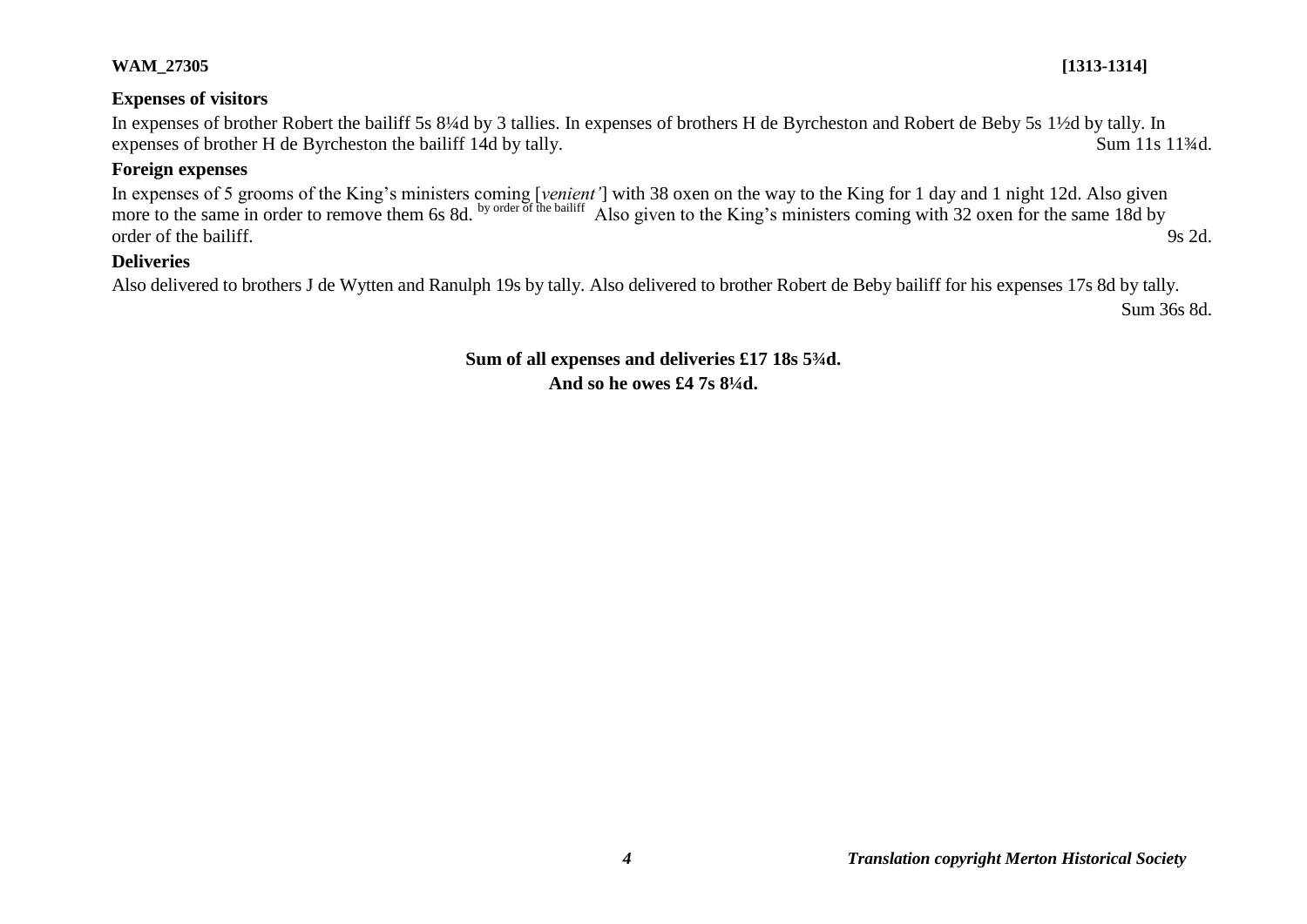**WAM_27305** **[1313-1314]**

**Expenses of visitors**

In expenses of brother Robert the bailiff 5s 8¼d by 3 tallies. In expenses of brothers H de Byrcheston and Robert de Beby 5s 1½d by tally. In expenses of brother H de Byrcheston the bailiff 14d by tally. Sum 11s 11¾d.

**Foreign expenses**

In expenses of 5 grooms of the King's ministers coming [*venient'*] with 38 oxen on the way to the King for 1 day and 1 night 12d. Also given more to the same in order to remove them 6s 8d. by order of the bailiff Also given to the King's ministers coming with 32 oxen for the same 18d by order of the bailiff. 9s 2d.

**Deliveries**

Also delivered to brothers J de Wytten and Ranulph 19s by tally. Also delivered to brother Robert de Beby bailiff for his expenses 17s 8d by tally. Sum 36s 8d.

**Sum of all expenses and deliveries £17 18s 5¾d.**
**And so he owes £4 7s 8¼d.**

***Translation copyright Merton Historical Society***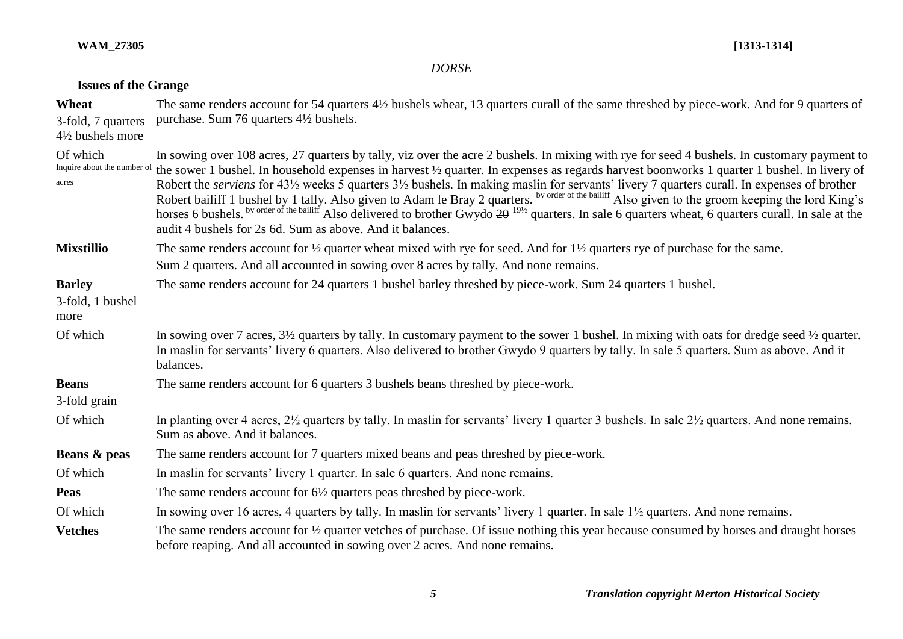*DORSE*

**Issues of the Grange**

| | |
|---|---|
| **Wheat**<br>3-fold, 7 quarters 4½ bushels more | The same renders account for 54 quarters 4½ bushels wheat, 13 quarters curall of the same threshed by piece-work. And for 9 quarters of purchase. Sum 76 quarters 4½ bushels. |
| Of which<br>Inquire about the number of acres | In sowing over 108 acres, 27 quarters by tally, viz over the acre 2 bushels. In mixing with rye for seed 4 bushels. In customary payment to the sower 1 bushel. In household expenses in harvest ½ quarter. In expenses as regards harvest boonworks 1 quarter 1 bushel. In livery of Robert the *serviens* for 43½ weeks 5 quarters 3½ bushels. In making maslin for servants' livery 7 quarters curall. In expenses of brother Robert bailiff 1 bushel by 1 tally. Also given to Adam le Bray 2 quarters. [by order of the bailiff] Also given to the groom keeping the lord King's horses 6 bushels. [by order of the bailiff] Also delivered to brother Gwydo ~~20~~ [19½] quarters. In sale 6 quarters wheat, 6 quarters curall. In sale at the audit 4 bushels for 2s 6d. Sum as above. And it balances. |
| **Mixstillio** | The same renders account for ½ quarter wheat mixed with rye for seed. And for 1½ quarters rye of purchase for the same.<br>Sum 2 quarters. And all accounted in sowing over 8 acres by tally. And none remains. |
| **Barley**<br>3-fold, 1 bushel more | The same renders account for 24 quarters 1 bushel barley threshed by piece-work. Sum 24 quarters 1 bushel. |
| Of which | In sowing over 7 acres, 3½ quarters by tally. In customary payment to the sower 1 bushel. In mixing with oats for dredge seed ½ quarter. In maslin for servants' livery 6 quarters. Also delivered to brother Gwydo 9 quarters by tally. In sale 5 quarters. Sum as above. And it balances. |
| **Beans**<br>3-fold grain | The same renders account for 6 quarters 3 bushels beans threshed by piece-work. |
| Of which | In planting over 4 acres, 2½ quarters by tally. In maslin for servants' livery 1 quarter 3 bushels. In sale 2½ quarters. And none remains. Sum as above. And it balances. |
| **Beans & peas** | The same renders account for 7 quarters mixed beans and peas threshed by piece-work. |
| Of which | In maslin for servants' livery 1 quarter. In sale 6 quarters. And none remains. |
| **Peas** | The same renders account for 6½ quarters peas threshed by piece-work. |
| Of which | In sowing over 16 acres, 4 quarters by tally. In maslin for servants' livery 1 quarter. In sale 1½ quarters. And none remains. |
| **Vetches** | The same renders account for ½ quarter vetches of purchase. Of issue nothing this year because consumed by horses and draught horses before reaping. And all accounted in sowing over 2 acres. And none remains. |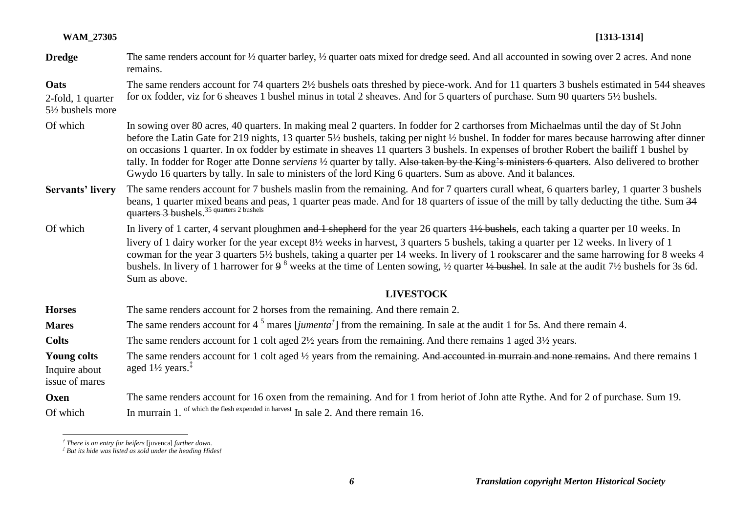| | |
|---|---|
| **Dredge** | The same renders account for ½ quarter barley, ½ quarter oats mixed for dredge seed. And all accounted in sowing over 2 acres. And none remains. |
| **Oats** 2-fold, 1 quarter 5½ bushels more | The same renders account for 74 quarters 2½ bushels oats threshed by piece-work. And for 11 quarters 3 bushels estimated in 544 sheaves for ox fodder, viz for 6 sheaves 1 bushel minus in total 2 sheaves. And for 5 quarters of purchase. Sum 90 quarters 5½ bushels. |
| Of which | In sowing over 80 acres, 40 quarters. In making meal 2 quarters. In fodder for 2 carthorses from Michaelmas until the day of St John before the Latin Gate for 219 nights, 13 quarter 5½ bushels, taking per night ½ bushel. In fodder for mares because harrowing after dinner on occasions 1 quarter. In ox fodder by estimate in sheaves 11 quarters 3 bushels. In expenses of brother Robert the bailiff 1 bushel by tally. In fodder for Roger atte Donne *serviens* ½ quarter by tally. ~~Also taken by the King's ministers 6 quarters~~. Also delivered to brother Gwydo 16 quarters by tally. In sale to ministers of the lord King 6 quarters. Sum as above. And it balances. |
| **Servants' livery** | The same renders account for 7 bushels maslin from the remaining. And for 7 quarters curall wheat, 6 quarters barley, 1 quarter 3 bushels beans, 1 quarter mixed beans and peas, 1 quarter peas made. And for 18 quarters of issue of the mill by tally deducting the tithe. Sum ~~34 quarters 3 bushels~~. [35 quarters 2 bushels] |
| Of which | In livery of 1 carter, 4 servant ploughmen ~~and 1 shepherd~~ for the year 26 quarters ~~1½ bushels~~, each taking a quarter per 10 weeks. In livery of 1 dairy worker for the year except 8½ weeks in harvest, 3 quarters 5 bushels, taking a quarter per 12 weeks. In livery of 1 cowman for the year 3 quarters 5½ bushels, taking a quarter per 14 weeks. In livery of 1 rookscarer and the same harrowing for 8 weeks 4 bushels. In livery of 1 harrower for ~~9~~ [8] weeks at the time of Lenten sowing, ½ quarter ~~½ bushel~~. In sale at the audit 7½ bushels for 3s 6d. Sum as above. |

## LIVESTOCK

| | |
|---|---|
| **Horses** | The same renders account for 2 horses from the remaining. And there remain 2. |
| **Mares** | The same renders account for 4 [5] mares [*jumenta*†] from the remaining. In sale at the audit 1 for 5s. And there remain 4. |
| **Colts** | The same renders account for 1 colt aged 2½ years from the remaining. And there remains 1 aged 3½ years. |
| **Young colts** Inquire about issue of mares | The same renders account for 1 colt aged ½ years from the remaining. ~~And accounted in murrain and none remains.~~ And there remains 1 aged 1½ years.‡ |
| **Oxen** | The same renders account for 16 oxen from the remaining. And for 1 from heriot of John atte Rythe. And for 2 of purchase. Sum 19. |
| Of which | In murrain 1. [of which the flesh expended in harvest] In sale 2. And there remain 16. |

† *There is an entry for heifers* [juvenca] *further down.*

‡ *But its hide was listed as sold under the heading Hides!*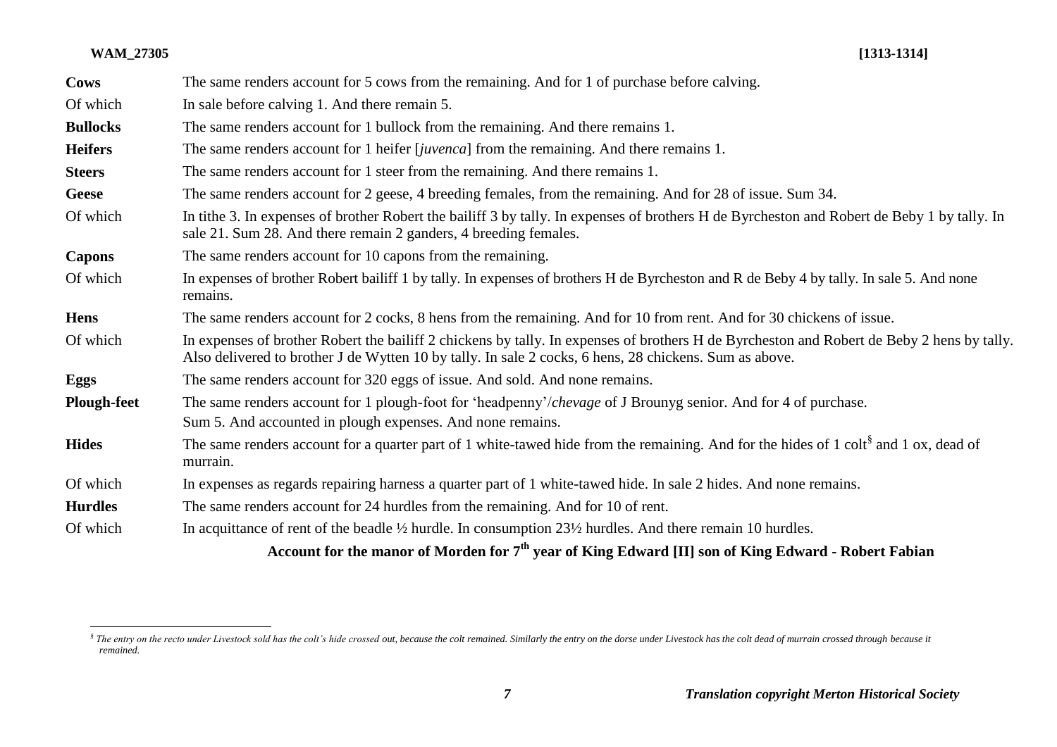| | |
|---|---|
| **Cows** | The same renders account for 5 cows from the remaining. And for 1 of purchase before calving. |
| Of which | In sale before calving 1. And there remain 5. |
| **Bullocks** | The same renders account for 1 bullock from the remaining. And there remains 1. |
| **Heifers** | The same renders account for 1 heifer [*juvenca*] from the remaining. And there remains 1. |
| **Steers** | The same renders account for 1 steer from the remaining. And there remains 1. |
| **Geese** | The same renders account for 2 geese, 4 breeding females, from the remaining. And for 28 of issue. Sum 34. |
| Of which | In tithe 3. In expenses of brother Robert the bailiff 3 by tally. In expenses of brothers H de Byrcheston and Robert de Beby 1 by tally. In sale 21. Sum 28. And there remain 2 ganders, 4 breeding females. |
| **Capons** | The same renders account for 10 capons from the remaining. |
| Of which | In expenses of brother Robert bailiff 1 by tally. In expenses of brothers H de Byrcheston and R de Beby 4 by tally. In sale 5. And none remains. |
| **Hens** | The same renders account for 2 cocks, 8 hens from the remaining. And for 10 from rent. And for 30 chickens of issue. |
| Of which | In expenses of brother Robert the bailiff 2 chickens by tally. In expenses of brothers H de Byrcheston and Robert de Beby 2 hens by tally. Also delivered to brother J de Wytten 10 by tally. In sale 2 cocks, 6 hens, 28 chickens. Sum as above. |
| **Eggs** | The same renders account for 320 eggs of issue. And sold. And none remains. |
| **Plough-feet** | The same renders account for 1 plough-foot for 'headpenny'/*chevage* of J Brounyg senior. And for 4 of purchase. Sum 5. And accounted in plough expenses. And none remains. |
| **Hides** | The same renders account for a quarter part of 1 white-tawed hide from the remaining. And for the hides of 1 colt[§] and 1 ox, dead of murrain. |
| Of which | In expenses as regards repairing harness a quarter part of 1 white-tawed hide. In sale 2 hides. And none remains. |
| **Hurdles** | The same renders account for 24 hurdles from the remaining. And for 10 of rent. |
| Of which | In acquittance of rent of the beadle ½ hurdle. In consumption 23½ hurdles. And there remain 10 hurdles. |

**Account for the manor of Morden for 7th year of King Edward [II] son of King Edward - Robert Fabian**

[§] *The entry on the recto under Livestock sold has the colt's hide crossed out, because the colt remained. Similarly the entry on the dorse under Livestock has the colt dead of murrain crossed through because it remained.*